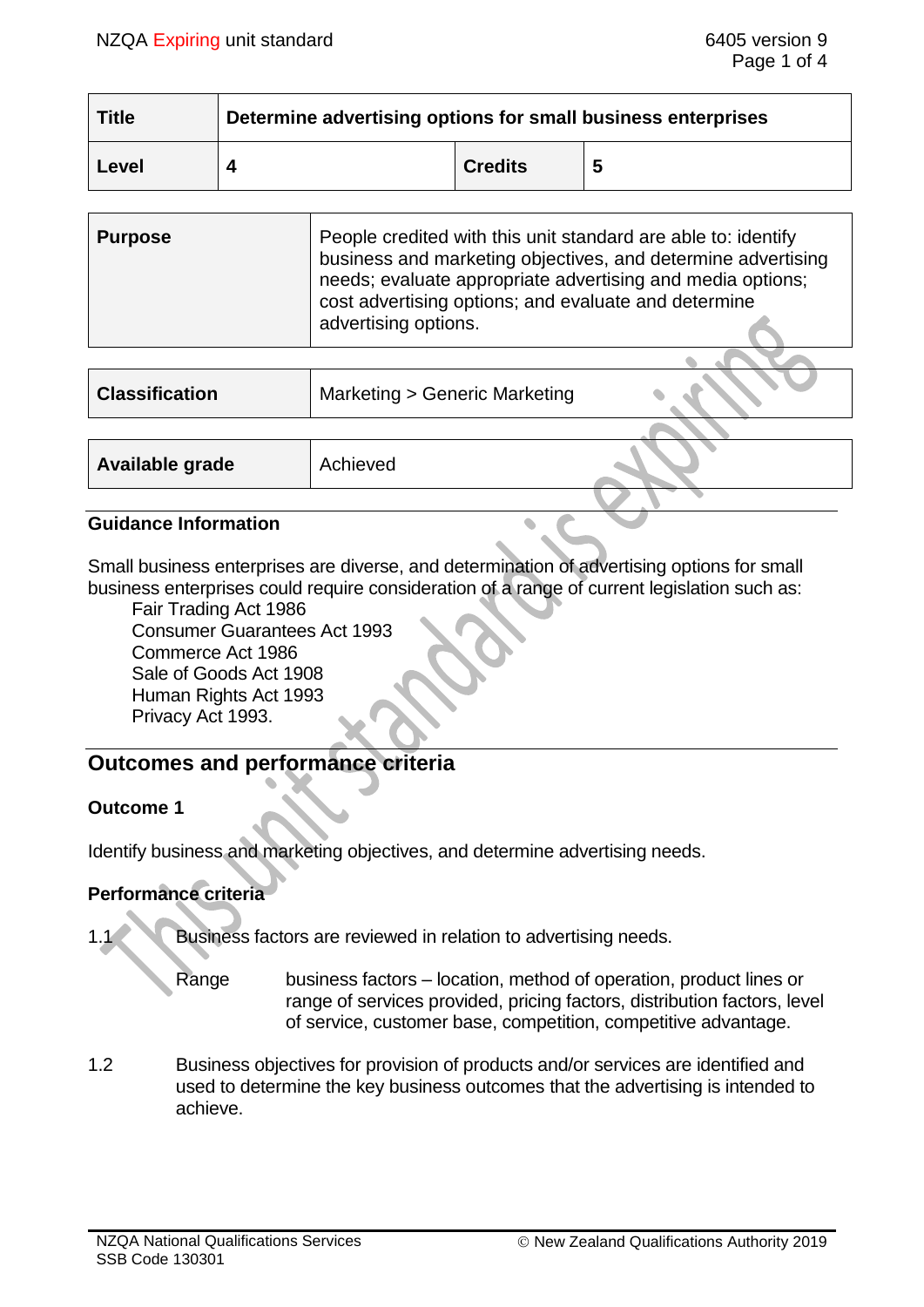| Title | Determine advertising options for small business enterprises | | |
|---|---|---|---|
| Level | 4 | Credits | 5 |

| Purpose | People credited with this unit standard are able to: identify business and marketing objectives, and determine advertising needs; evaluate appropriate advertising and media options; cost advertising options; and evaluate and determine advertising options. |
|---|---|

| Classification | Marketing > Generic Marketing |
|---|---|

| Available grade | Achieved |
|---|---|

## Guidance Information

Small business enterprises are diverse, and determination of advertising options for small business enterprises could require consideration of a range of current legislation such as:

Fair Trading Act 1986
Consumer Guarantees Act 1993
Commerce Act 1986
Sale of Goods Act 1908
Human Rights Act 1993
Privacy Act 1993.

# Outcomes and performance criteria

### Outcome 1

Identify business and marketing objectives, and determine advertising needs.

### Performance criteria

1.1 Business factors are reviewed in relation to advertising needs.

Range business factors – location, method of operation, product lines or range of services provided, pricing factors, distribution factors, level of service, customer base, competition, competitive advantage.

1.2 Business objectives for provision of products and/or services are identified and used to determine the key business outcomes that the advertising is intended to achieve.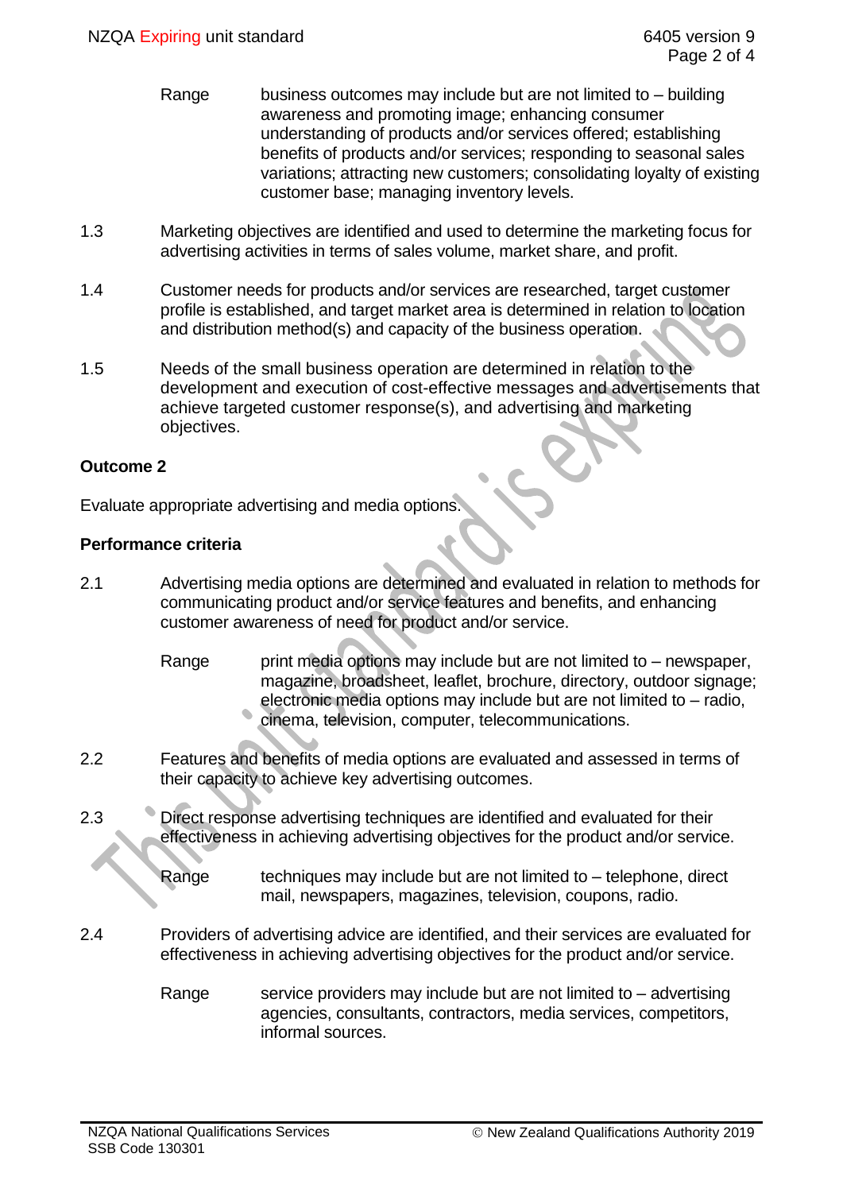Range business outcomes may include but are not limited to – building awareness and promoting image; enhancing consumer understanding of products and/or services offered; establishing benefits of products and/or services; responding to seasonal sales variations; attracting new customers; consolidating loyalty of existing customer base; managing inventory levels.

1.3 Marketing objectives are identified and used to determine the marketing focus for advertising activities in terms of sales volume, market share, and profit.

1.4 Customer needs for products and/or services are researched, target customer profile is established, and target market area is determined in relation to location and distribution method(s) and capacity of the business operation.

1.5 Needs of the small business operation are determined in relation to the development and execution of cost-effective messages and advertisements that achieve targeted customer response(s), and advertising and marketing objectives.

**Outcome 2**

Evaluate appropriate advertising and media options.

**Performance criteria**

2.1 Advertising media options are determined and evaluated in relation to methods for communicating product and/or service features and benefits, and enhancing customer awareness of need for product and/or service.

Range print media options may include but are not limited to – newspaper, magazine, broadsheet, leaflet, brochure, directory, outdoor signage; electronic media options may include but are not limited to – radio, cinema, television, computer, telecommunications.

2.2 Features and benefits of media options are evaluated and assessed in terms of their capacity to achieve key advertising outcomes.

2.3 Direct response advertising techniques are identified and evaluated for their effectiveness in achieving advertising objectives for the product and/or service.

Range techniques may include but are not limited to – telephone, direct mail, newspapers, magazines, television, coupons, radio.

2.4 Providers of advertising advice are identified, and their services are evaluated for effectiveness in achieving advertising objectives for the product and/or service.

Range service providers may include but are not limited to – advertising agencies, consultants, contractors, media services, competitors, informal sources.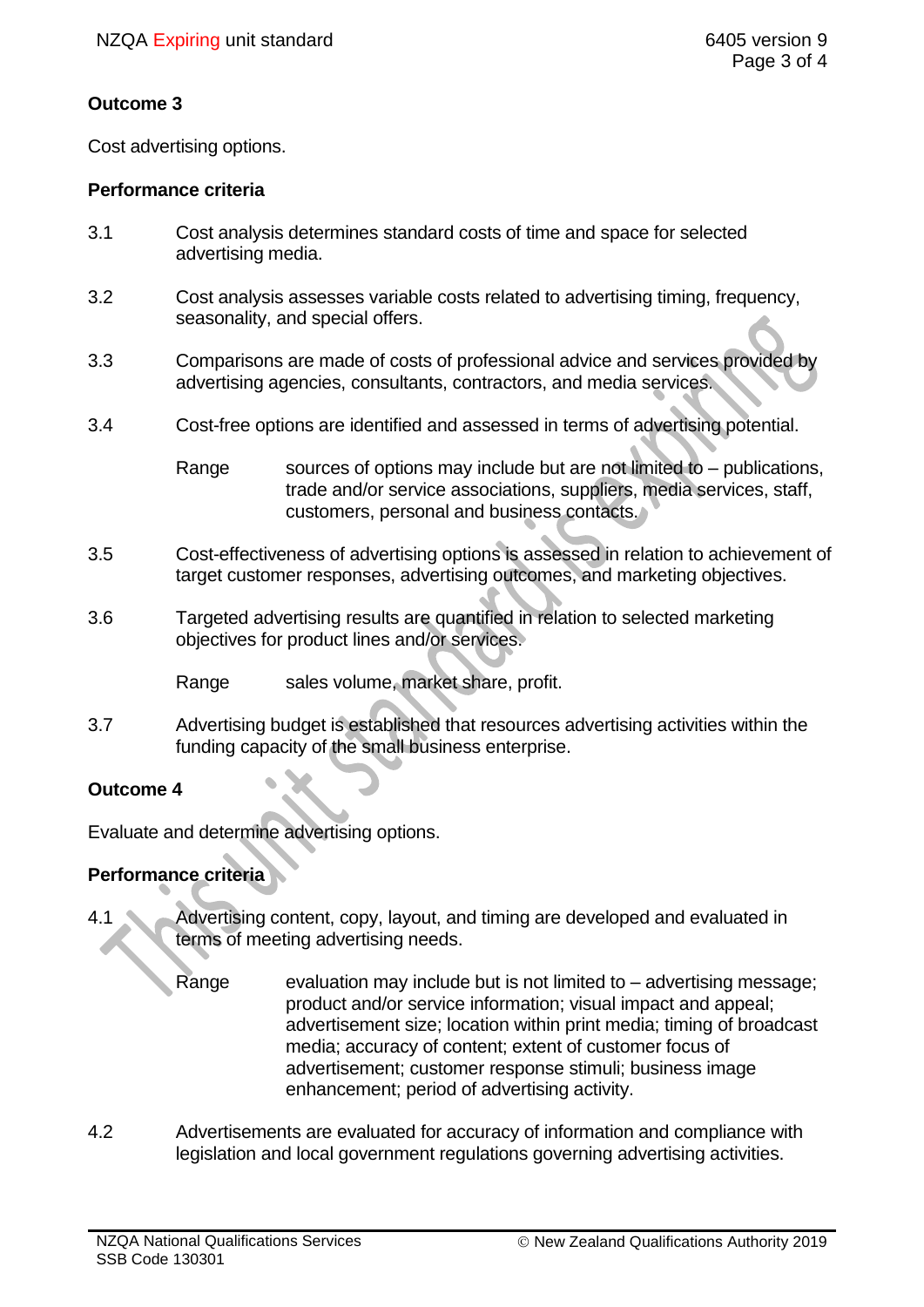## Outcome 3

Cost advertising options.

### Performance criteria

3.1 Cost analysis determines standard costs of time and space for selected advertising media.

3.2 Cost analysis assesses variable costs related to advertising timing, frequency, seasonality, and special offers.

3.3 Comparisons are made of costs of professional advice and services provided by advertising agencies, consultants, contractors, and media services.

3.4 Cost-free options are identified and assessed in terms of advertising potential.

Range sources of options may include but are not limited to – publications, trade and/or service associations, suppliers, media services, staff, customers, personal and business contacts.

3.5 Cost-effectiveness of advertising options is assessed in relation to achievement of target customer responses, advertising outcomes, and marketing objectives.

3.6 Targeted advertising results are quantified in relation to selected marketing objectives for product lines and/or services.

Range sales volume, market share, profit.

3.7 Advertising budget is established that resources advertising activities within the funding capacity of the small business enterprise.

## Outcome 4

Evaluate and determine advertising options.

### Performance criteria

4.1 Advertising content, copy, layout, and timing are developed and evaluated in terms of meeting advertising needs.

Range evaluation may include but is not limited to – advertising message; product and/or service information; visual impact and appeal; advertisement size; location within print media; timing of broadcast media; accuracy of content; extent of customer focus of advertisement; customer response stimuli; business image enhancement; period of advertising activity.

4.2 Advertisements are evaluated for accuracy of information and compliance with legislation and local government regulations governing advertising activities.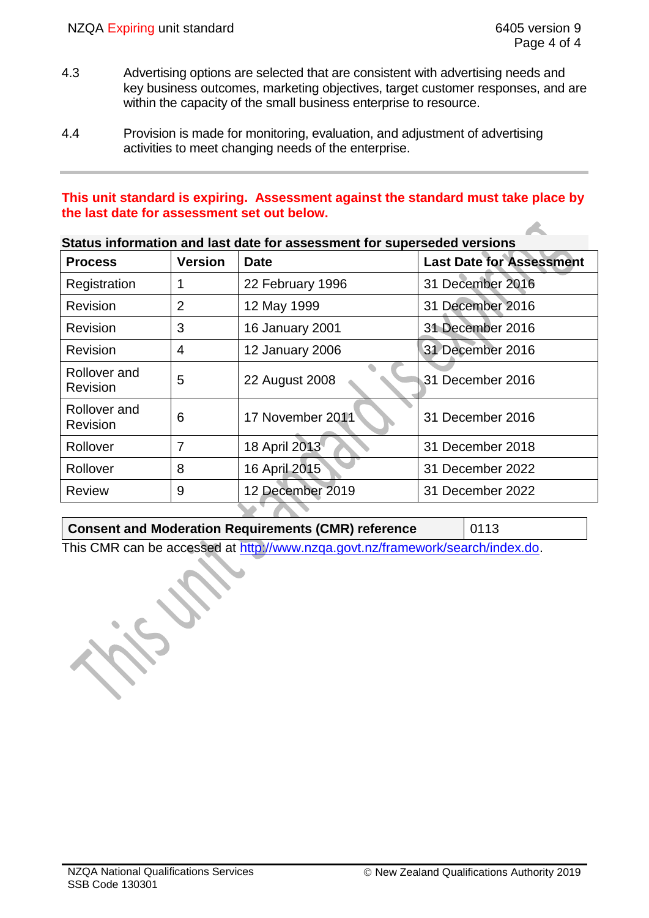4.3 Advertising options are selected that are consistent with advertising needs and key business outcomes, marketing objectives, target customer responses, and are within the capacity of the small business enterprise to resource.

4.4 Provision is made for monitoring, evaluation, and adjustment of advertising activities to meet changing needs of the enterprise.

---

**This unit standard is expiring. Assessment against the standard must take place by the last date for assessment set out below.**

**Status information and last date for assessment for superseded versions**

| Process | Version | Date | Last Date for Assessment |
|---|---|---|---|
| Registration | 1 | 22 February 1996 | 31 December 2016 |
| Revision | 2 | 12 May 1999 | 31 December 2016 |
| Revision | 3 | 16 January 2001 | 31 December 2016 |
| Revision | 4 | 12 January 2006 | 31 December 2016 |
| Rollover and Revision | 5 | 22 August 2008 | 31 December 2016 |
| Rollover and Revision | 6 | 17 November 2011 | 31 December 2016 |
| Rollover | 7 | 18 April 2013 | 31 December 2018 |
| Rollover | 8 | 16 April 2015 | 31 December 2022 |
| Review | 9 | 12 December 2019 | 31 December 2022 |

| **Consent and Moderation Requirements (CMR) reference** | 0113 |
|---|---|

This CMR can be accessed at http://www.nzqa.govt.nz/framework/search/index.do.